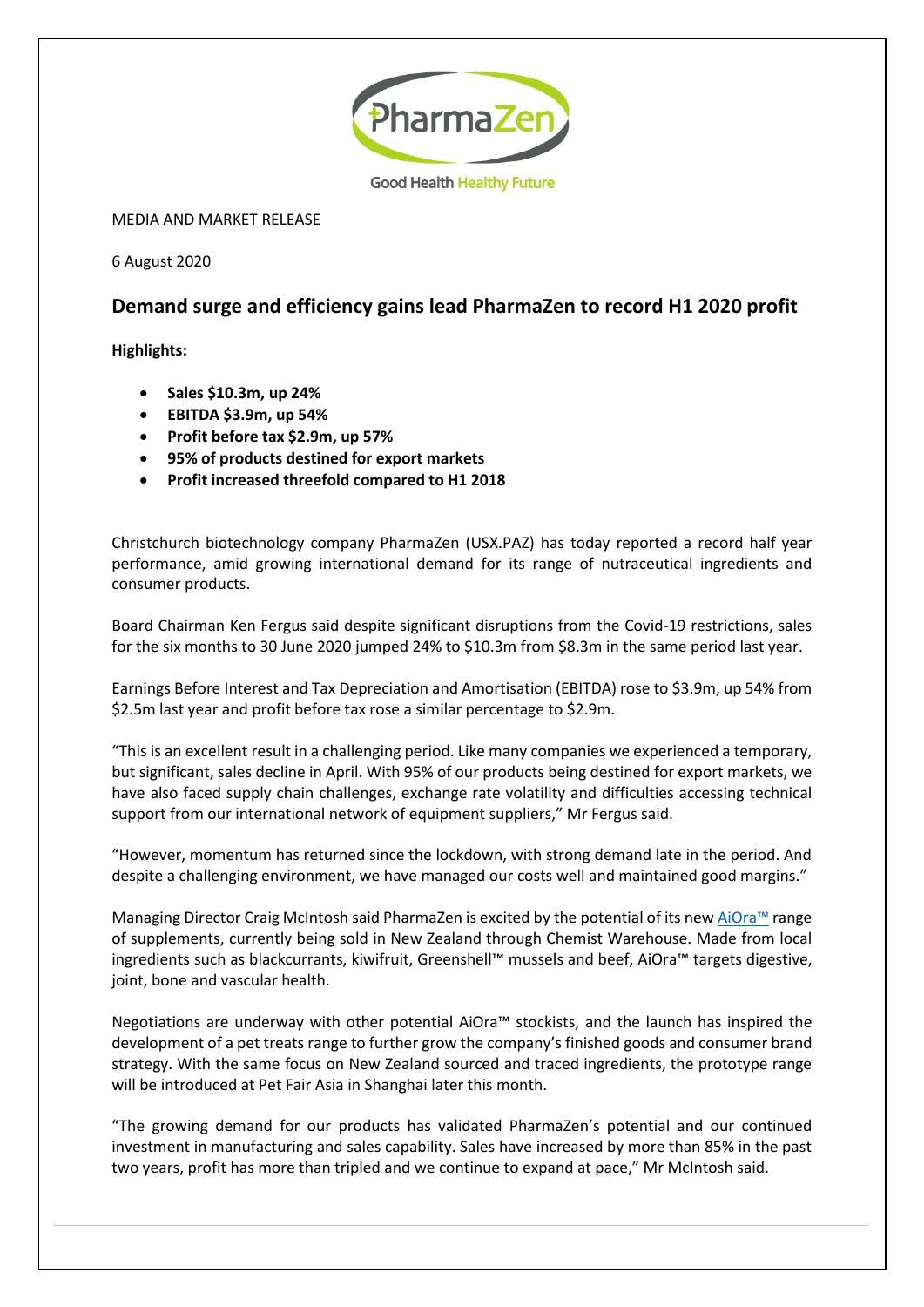MEDIA AND MARKET RELEASE

6 August 2020

# Demand surge and efficiency gains lead PharmaZen to record H1 2020 profit

**Highlights:**

- **Sales $10.3m, up 24%**
- **EBITDA $3.9m, up 54%**
- **Profit before tax $2.9m, up 57%**
- **95% of products destined for export markets**
- **Profit increased threefold compared to H1 2018**

Christchurch biotechnology company PharmaZen (USX.PAZ) has today reported a record half year performance, amid growing international demand for its range of nutraceutical ingredients and consumer products.

Board Chairman Ken Fergus said despite significant disruptions from the Covid-19 restrictions, sales for the six months to 30 June 2020 jumped 24% to $10.3m from $8.3m in the same period last year.

Earnings Before Interest and Tax Depreciation and Amortisation (EBITDA) rose to $3.9m, up 54% from $2.5m last year and profit before tax rose a similar percentage to $2.9m.

"This is an excellent result in a challenging period. Like many companies we experienced a temporary, but significant, sales decline in April. With 95% of our products being destined for export markets, we have also faced supply chain challenges, exchange rate volatility and difficulties accessing technical support from our international network of equipment suppliers," Mr Fergus said.

"However, momentum has returned since the lockdown, with strong demand late in the period. And despite a challenging environment, we have managed our costs well and maintained good margins."

Managing Director Craig McIntosh said PharmaZen is excited by the potential of its new AiOra™ range of supplements, currently being sold in New Zealand through Chemist Warehouse. Made from local ingredients such as blackcurrants, kiwifruit, Greenshell™ mussels and beef, AiOra™ targets digestive, joint, bone and vascular health.

Negotiations are underway with other potential AiOra™ stockists, and the launch has inspired the development of a pet treats range to further grow the company's finished goods and consumer brand strategy. With the same focus on New Zealand sourced and traced ingredients, the prototype range will be introduced at Pet Fair Asia in Shanghai later this month.

"The growing demand for our products has validated PharmaZen's potential and our continued investment in manufacturing and sales capability. Sales have increased by more than 85% in the past two years, profit has more than tripled and we continue to expand at pace," Mr McIntosh said.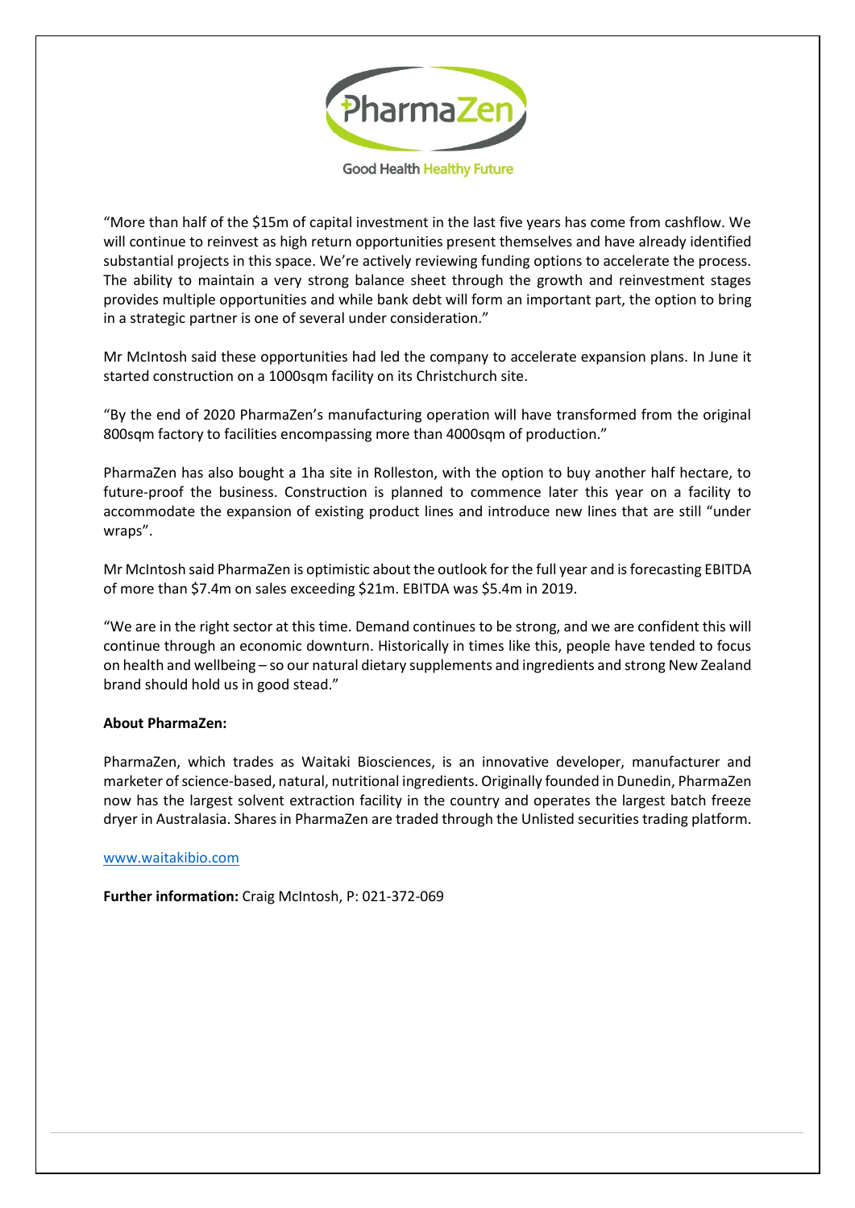"More than half of the $15m of capital investment in the last five years has come from cashflow. We will continue to reinvest as high return opportunities present themselves and have already identified substantial projects in this space. We're actively reviewing funding options to accelerate the process. The ability to maintain a very strong balance sheet through the growth and reinvestment stages provides multiple opportunities and while bank debt will form an important part, the option to bring in a strategic partner is one of several under consideration."

Mr McIntosh said these opportunities had led the company to accelerate expansion plans. In June it started construction on a 1000sqm facility on its Christchurch site.

"By the end of 2020 PharmaZen's manufacturing operation will have transformed from the original 800sqm factory to facilities encompassing more than 4000sqm of production."

PharmaZen has also bought a 1ha site in Rolleston, with the option to buy another half hectare, to future-proof the business. Construction is planned to commence later this year on a facility to accommodate the expansion of existing product lines and introduce new lines that are still "under wraps".

Mr McIntosh said PharmaZen is optimistic about the outlook for the full year and is forecasting EBITDA of more than $7.4m on sales exceeding $21m. EBITDA was $5.4m in 2019.

"We are in the right sector at this time. Demand continues to be strong, and we are confident this will continue through an economic downturn. Historically in times like this, people have tended to focus on health and wellbeing – so our natural dietary supplements and ingredients and strong New Zealand brand should hold us in good stead."

**About PharmaZen:**

PharmaZen, which trades as Waitaki Biosciences, is an innovative developer, manufacturer and marketer of science-based, natural, nutritional ingredients. Originally founded in Dunedin, PharmaZen now has the largest solvent extraction facility in the country and operates the largest batch freeze dryer in Australasia. Shares in PharmaZen are traded through the Unlisted securities trading platform.

www.waitakibio.com

**Further information:** Craig McIntosh, P: 021-372-069